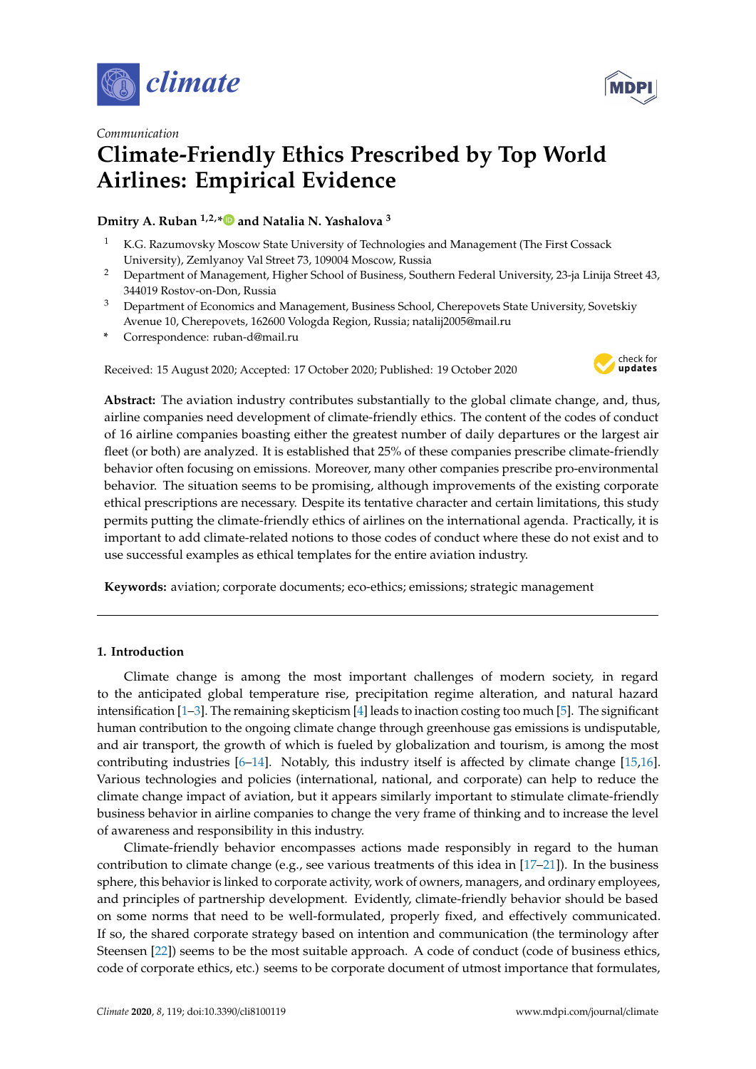*Communication*

# Climate-Friendly Ethics Prescribed by Top World Airlines: Empirical Evidence

**Dmitry A. Ruban [1,2,*] and Natalia N. Yashalova [3]**

1 K.G. Razumovsky Moscow State University of Technologies and Management (The First Cossack University), Zemlyanoy Val Street 73, 109004 Moscow, Russia
2 Department of Management, Higher School of Business, Southern Federal University, 23-ja Linija Street 43, 344019 Rostov-on-Don, Russia
3 Department of Economics and Management, Business School, Cherepovets State University, Sovetskiy Avenue 10, Cherepovets, 162600 Vologda Region, Russia; natalij2005@mail.ru
* Correspondence: ruban-d@mail.ru

Received: 15 August 2020; Accepted: 17 October 2020; Published: 19 October 2020

**Abstract:** The aviation industry contributes substantially to the global climate change, and, thus, airline companies need development of climate-friendly ethics. The content of the codes of conduct of 16 airline companies boasting either the greatest number of daily departures or the largest air fleet (or both) are analyzed. It is established that 25% of these companies prescribe climate-friendly behavior often focusing on emissions. Moreover, many other companies prescribe pro-environmental behavior. The situation seems to be promising, although improvements of the existing corporate ethical prescriptions are necessary. Despite its tentative character and certain limitations, this study permits putting the climate-friendly ethics of airlines on the international agenda. Practically, it is important to add climate-related notions to those codes of conduct where these do not exist and to use successful examples as ethical templates for the entire aviation industry.

**Keywords:** aviation; corporate documents; eco-ethics; emissions; strategic management

## 1. Introduction

Climate change is among the most important challenges of modern society, in regard to the anticipated global temperature rise, precipitation regime alteration, and natural hazard intensification [1–3]. The remaining skepticism [4] leads to inaction costing too much [5]. The significant human contribution to the ongoing climate change through greenhouse gas emissions is undisputable, and air transport, the growth of which is fueled by globalization and tourism, is among the most contributing industries [6–14]. Notably, this industry itself is affected by climate change [15,16]. Various technologies and policies (international, national, and corporate) can help to reduce the climate change impact of aviation, but it appears similarly important to stimulate climate-friendly business behavior in airline companies to change the very frame of thinking and to increase the level of awareness and responsibility in this industry.

Climate-friendly behavior encompasses actions made responsibly in regard to the human contribution to climate change (e.g., see various treatments of this idea in [17–21]). In the business sphere, this behavior is linked to corporate activity, work of owners, managers, and ordinary employees, and principles of partnership development. Evidently, climate-friendly behavior should be based on some norms that need to be well-formulated, properly fixed, and effectively communicated. If so, the shared corporate strategy based on intention and communication (the terminology after Steensen [22]) seems to be the most suitable approach. A code of conduct (code of business ethics, code of corporate ethics, etc.) seems to be corporate document of utmost importance that formulates,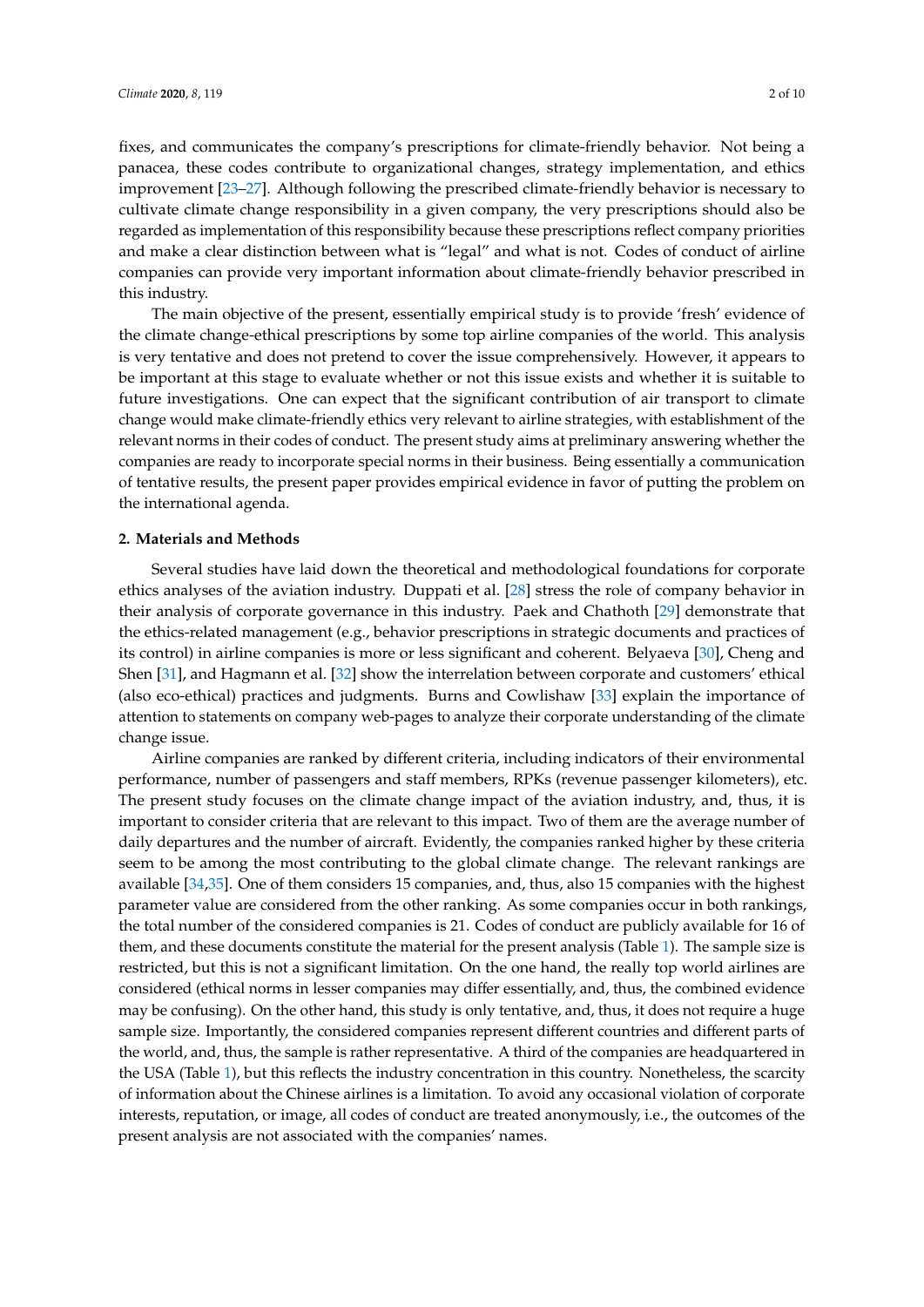fixes, and communicates the company's prescriptions for climate-friendly behavior. Not being a panacea, these codes contribute to organizational changes, strategy implementation, and ethics improvement [23–27]. Although following the prescribed climate-friendly behavior is necessary to cultivate climate change responsibility in a given company, the very prescriptions should also be regarded as implementation of this responsibility because these prescriptions reflect company priorities and make a clear distinction between what is "legal" and what is not. Codes of conduct of airline companies can provide very important information about climate-friendly behavior prescribed in this industry.

The main objective of the present, essentially empirical study is to provide 'fresh' evidence of the climate change-ethical prescriptions by some top airline companies of the world. This analysis is very tentative and does not pretend to cover the issue comprehensively. However, it appears to be important at this stage to evaluate whether or not this issue exists and whether it is suitable to future investigations. One can expect that the significant contribution of air transport to climate change would make climate-friendly ethics very relevant to airline strategies, with establishment of the relevant norms in their codes of conduct. The present study aims at preliminary answering whether the companies are ready to incorporate special norms in their business. Being essentially a communication of tentative results, the present paper provides empirical evidence in favor of putting the problem on the international agenda.

## 2. Materials and Methods

Several studies have laid down the theoretical and methodological foundations for corporate ethics analyses of the aviation industry. Duppati et al. [28] stress the role of company behavior in their analysis of corporate governance in this industry. Paek and Chathoth [29] demonstrate that the ethics-related management (e.g., behavior prescriptions in strategic documents and practices of its control) in airline companies is more or less significant and coherent. Belyaeva [30], Cheng and Shen [31], and Hagmann et al. [32] show the interrelation between corporate and customers' ethical (also eco-ethical) practices and judgments. Burns and Cowlishaw [33] explain the importance of attention to statements on company web-pages to analyze their corporate understanding of the climate change issue.

Airline companies are ranked by different criteria, including indicators of their environmental performance, number of passengers and staff members, RPKs (revenue passenger kilometers), etc. The present study focuses on the climate change impact of the aviation industry, and, thus, it is important to consider criteria that are relevant to this impact. Two of them are the average number of daily departures and the number of aircraft. Evidently, the companies ranked higher by these criteria seem to be among the most contributing to the global climate change. The relevant rankings are available [34,35]. One of them considers 15 companies, and, thus, also 15 companies with the highest parameter value are considered from the other ranking. As some companies occur in both rankings, the total number of the considered companies is 21. Codes of conduct are publicly available for 16 of them, and these documents constitute the material for the present analysis (Table 1). The sample size is restricted, but this is not a significant limitation. On the one hand, the really top world airlines are considered (ethical norms in lesser companies may differ essentially, and, thus, the combined evidence may be confusing). On the other hand, this study is only tentative, and, thus, it does not require a huge sample size. Importantly, the considered companies represent different countries and different parts of the world, and, thus, the sample is rather representative. A third of the companies are headquartered in the USA (Table 1), but this reflects the industry concentration in this country. Nonetheless, the scarcity of information about the Chinese airlines is a limitation. To avoid any occasional violation of corporate interests, reputation, or image, all codes of conduct are treated anonymously, i.e., the outcomes of the present analysis are not associated with the companies' names.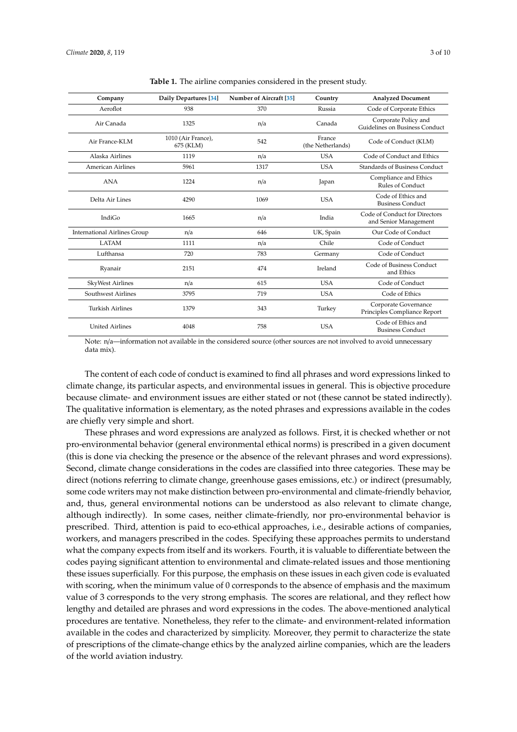**Table 1.** The airline companies considered in the present study.

| Company | Daily Departures [34] | Number of Aircraft [35] | Country | Analyzed Document |
|---|---|---|---|---|
| Aeroflot | 938 | 370 | Russia | Code of Corporate Ethics |
| Air Canada | 1325 | n/a | Canada | Corporate Policy and Guidelines on Business Conduct |
| Air France-KLM | 1010 (Air France), 675 (KLM) | 542 | France (the Netherlands) | Code of Conduct (KLM) |
| Alaska Airlines | 1119 | n/a | USA | Code of Conduct and Ethics |
| American Airlines | 5961 | 1317 | USA | Standards of Business Conduct |
| ANA | 1224 | n/a | Japan | Compliance and Ethics Rules of Conduct |
| Delta Air Lines | 4290 | 1069 | USA | Code of Ethics and Business Conduct |
| IndiGo | 1665 | n/a | India | Code of Conduct for Directors and Senior Management |
| International Airlines Group | n/a | 646 | UK, Spain | Our Code of Conduct |
| LATAM | 1111 | n/a | Chile | Code of Conduct |
| Lufthansa | 720 | 783 | Germany | Code of Conduct |
| Ryanair | 2151 | 474 | Ireland | Code of Business Conduct and Ethics |
| SkyWest Airlines | n/a | 615 | USA | Code of Conduct |
| Southwest Airlines | 3795 | 719 | USA | Code of Ethics |
| Turkish Airlines | 1379 | 343 | Turkey | Corporate Governance Principles Compliance Report |
| United Airlines | 4048 | 758 | USA | Code of Ethics and Business Conduct |

Note: n/a—information not available in the considered source (other sources are not involved to avoid unnecessary data mix).

The content of each code of conduct is examined to find all phrases and word expressions linked to climate change, its particular aspects, and environmental issues in general. This is objective procedure because climate- and environment issues are either stated or not (these cannot be stated indirectly). The qualitative information is elementary, as the noted phrases and expressions available in the codes are chiefly very simple and short.

These phrases and word expressions are analyzed as follows. First, it is checked whether or not pro-environmental behavior (general environmental ethical norms) is prescribed in a given document (this is done via checking the presence or the absence of the relevant phrases and word expressions). Second, climate change considerations in the codes are classified into three categories. These may be direct (notions referring to climate change, greenhouse gases emissions, etc.) or indirect (presumably, some code writers may not make distinction between pro-environmental and climate-friendly behavior, and, thus, general environmental notions can be understood as also relevant to climate change, although indirectly). In some cases, neither climate-friendly, nor pro-environmental behavior is prescribed. Third, attention is paid to eco-ethical approaches, i.e., desirable actions of companies, workers, and managers prescribed in the codes. Specifying these approaches permits to understand what the company expects from itself and its workers. Fourth, it is valuable to differentiate between the codes paying significant attention to environmental and climate-related issues and those mentioning these issues superficially. For this purpose, the emphasis on these issues in each given code is evaluated with scoring, when the minimum value of 0 corresponds to the absence of emphasis and the maximum value of 3 corresponds to the very strong emphasis. The scores are relational, and they reflect how lengthy and detailed are phrases and word expressions in the codes. The above-mentioned analytical procedures are tentative. Nonetheless, they refer to the climate- and environment-related information available in the codes and characterized by simplicity. Moreover, they permit to characterize the state of prescriptions of the climate-change ethics by the analyzed airline companies, which are the leaders of the world aviation industry.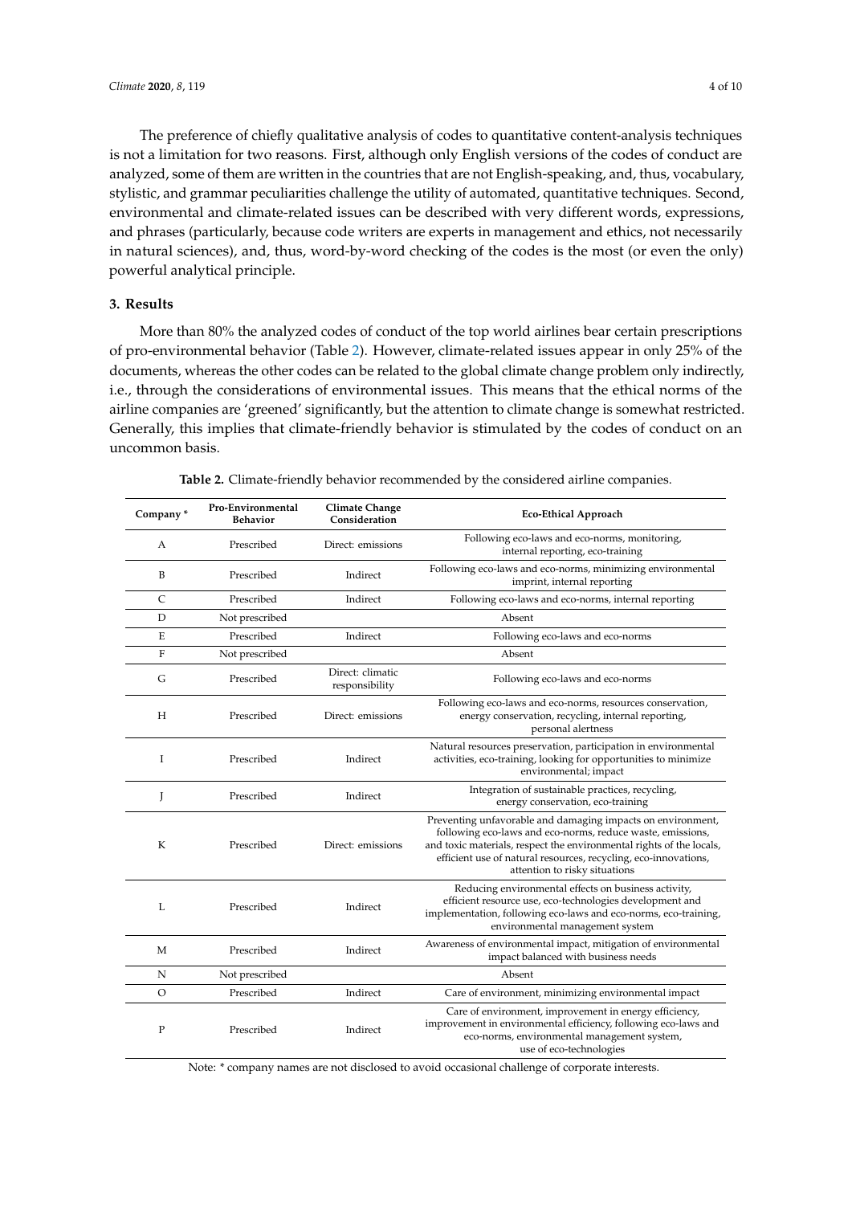The preference of chiefly qualitative analysis of codes to quantitative content-analysis techniques is not a limitation for two reasons. First, although only English versions of the codes of conduct are analyzed, some of them are written in the countries that are not English-speaking, and, thus, vocabulary, stylistic, and grammar peculiarities challenge the utility of automated, quantitative techniques. Second, environmental and climate-related issues can be described with very different words, expressions, and phrases (particularly, because code writers are experts in management and ethics, not necessarily in natural sciences), and, thus, word-by-word checking of the codes is the most (or even the only) powerful analytical principle.

## 3. Results

More than 80% the analyzed codes of conduct of the top world airlines bear certain prescriptions of pro-environmental behavior (Table 2). However, climate-related issues appear in only 25% of the documents, whereas the other codes can be related to the global climate change problem only indirectly, i.e., through the considerations of environmental issues. This means that the ethical norms of the airline companies are 'greened' significantly, but the attention to climate change is somewhat restricted. Generally, this implies that climate-friendly behavior is stimulated by the codes of conduct on an uncommon basis.

**Table 2.** Climate-friendly behavior recommended by the considered airline companies.

| Company * | Pro-Environmental Behavior | Climate Change Consideration | Eco-Ethical Approach |
|---|---|---|---|
| A | Prescribed | Direct: emissions | Following eco-laws and eco-norms, monitoring, internal reporting, eco-training |
| B | Prescribed | Indirect | Following eco-laws and eco-norms, minimizing environmental imprint, internal reporting |
| C | Prescribed | Indirect | Following eco-laws and eco-norms, internal reporting |
| D | Not prescribed | | Absent |
| E | Prescribed | Indirect | Following eco-laws and eco-norms |
| F | Not prescribed | | Absent |
| G | Prescribed | Direct: climatic responsibility | Following eco-laws and eco-norms |
| H | Prescribed | Direct: emissions | Following eco-laws and eco-norms, resources conservation, energy conservation, recycling, internal reporting, personal alertness |
| I | Prescribed | Indirect | Natural resources preservation, participation in environmental activities, eco-training, looking for opportunities to minimize environmental; impact |
| J | Prescribed | Indirect | Integration of sustainable practices, recycling, energy conservation, eco-training |
| K | Prescribed | Direct: emissions | Preventing unfavorable and damaging impacts on environment, following eco-laws and eco-norms, reduce waste, emissions, and toxic materials, respect the environmental rights of the locals, efficient use of natural resources, recycling, eco-innovations, attention to risky situations |
| L | Prescribed | Indirect | Reducing environmental effects on business activity, efficient resource use, eco-technologies development and implementation, following eco-laws and eco-norms, eco-training, environmental management system |
| M | Prescribed | Indirect | Awareness of environmental impact, mitigation of environmental impact balanced with business needs |
| N | Not prescribed | | Absent |
| O | Prescribed | Indirect | Care of environment, minimizing environmental impact |
| P | Prescribed | Indirect | Care of environment, improvement in energy efficiency, improvement in environmental efficiency, following eco-laws and eco-norms, environmental management system, use of eco-technologies |

Note: * company names are not disclosed to avoid occasional challenge of corporate interests.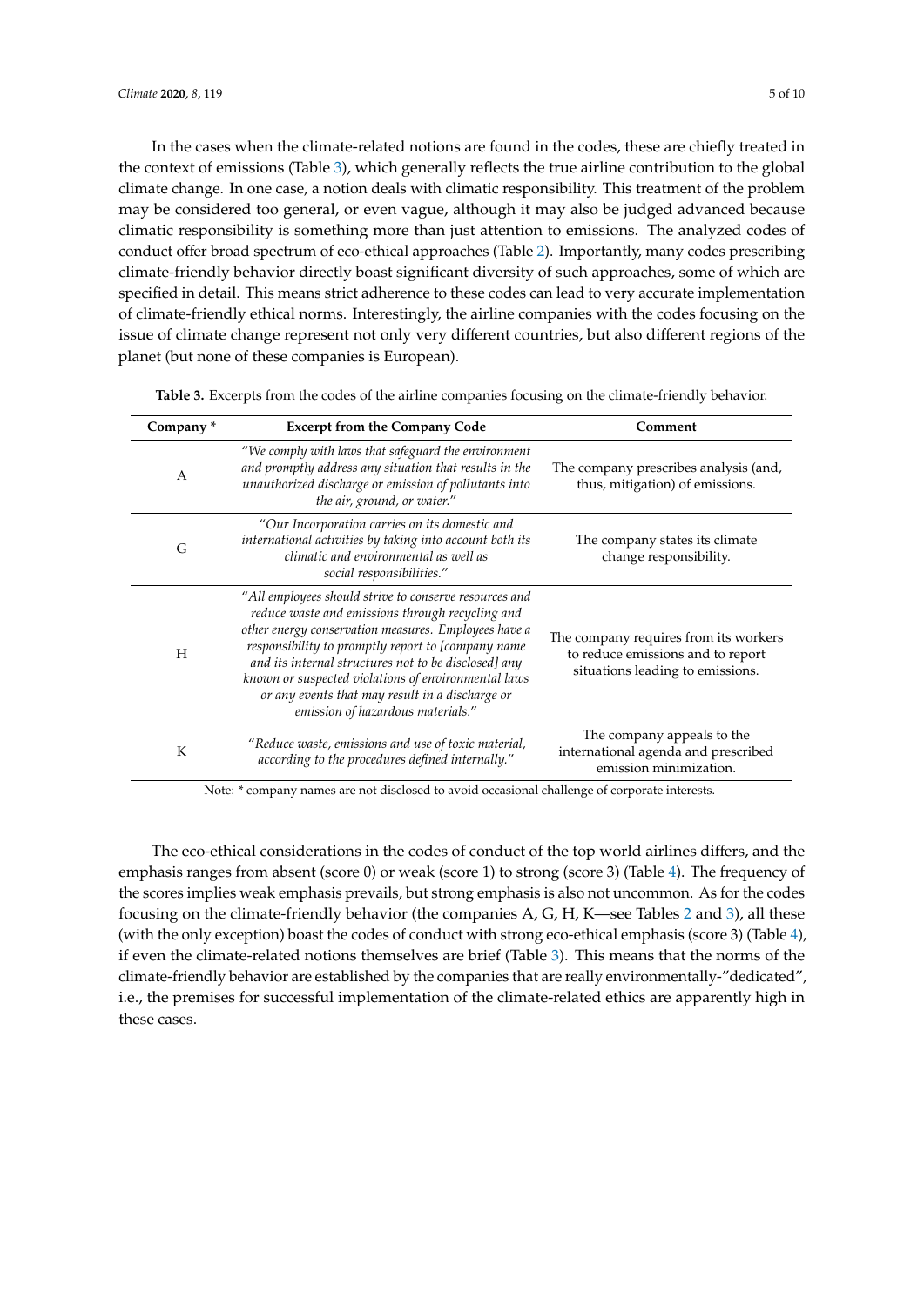In the cases when the climate-related notions are found in the codes, these are chiefly treated in the context of emissions (Table 3), which generally reflects the true airline contribution to the global climate change. In one case, a notion deals with climatic responsibility. This treatment of the problem may be considered too general, or even vague, although it may also be judged advanced because climatic responsibility is something more than just attention to emissions. The analyzed codes of conduct offer broad spectrum of eco-ethical approaches (Table 2). Importantly, many codes prescribing climate-friendly behavior directly boast significant diversity of such approaches, some of which are specified in detail. This means strict adherence to these codes can lead to very accurate implementation of climate-friendly ethical norms. Interestingly, the airline companies with the codes focusing on the issue of climate change represent not only very different countries, but also different regions of the planet (but none of these companies is European).

**Table 3.** Excerpts from the codes of the airline companies focusing on the climate-friendly behavior.

| Company * | Excerpt from the Company Code | Comment |
|---|---|---|
| A | *"We comply with laws that safeguard the environment and promptly address any situation that results in the unauthorized discharge or emission of pollutants into the air, ground, or water."* | The company prescribes analysis (and, thus, mitigation) of emissions. |
| G | *"Our Incorporation carries on its domestic and international activities by taking into account both its climatic and environmental as well as social responsibilities."* | The company states its climate change responsibility. |
| H | *"All employees should strive to conserve resources and reduce waste and emissions through recycling and other energy conservation measures. Employees have a responsibility to promptly report to [company name and its internal structures not to be disclosed] any known or suspected violations of environmental laws or any events that may result in a discharge or emission of hazardous materials."* | The company requires from its workers to reduce emissions and to report situations leading to emissions. |
| K | *"Reduce waste, emissions and use of toxic material, according to the procedures defined internally."* | The company appeals to the international agenda and prescribed emission minimization. |

Note: * company names are not disclosed to avoid occasional challenge of corporate interests.

The eco-ethical considerations in the codes of conduct of the top world airlines differs, and the emphasis ranges from absent (score 0) or weak (score 1) to strong (score 3) (Table 4). The frequency of the scores implies weak emphasis prevails, but strong emphasis is also not uncommon. As for the codes focusing on the climate-friendly behavior (the companies A, G, H, K—see Tables 2 and 3), all these (with the only exception) boast the codes of conduct with strong eco-ethical emphasis (score 3) (Table 4), if even the climate-related notions themselves are brief (Table 3). This means that the norms of the climate-friendly behavior are established by the companies that are really environmentally-"dedicated", i.e., the premises for successful implementation of the climate-related ethics are apparently high in these cases.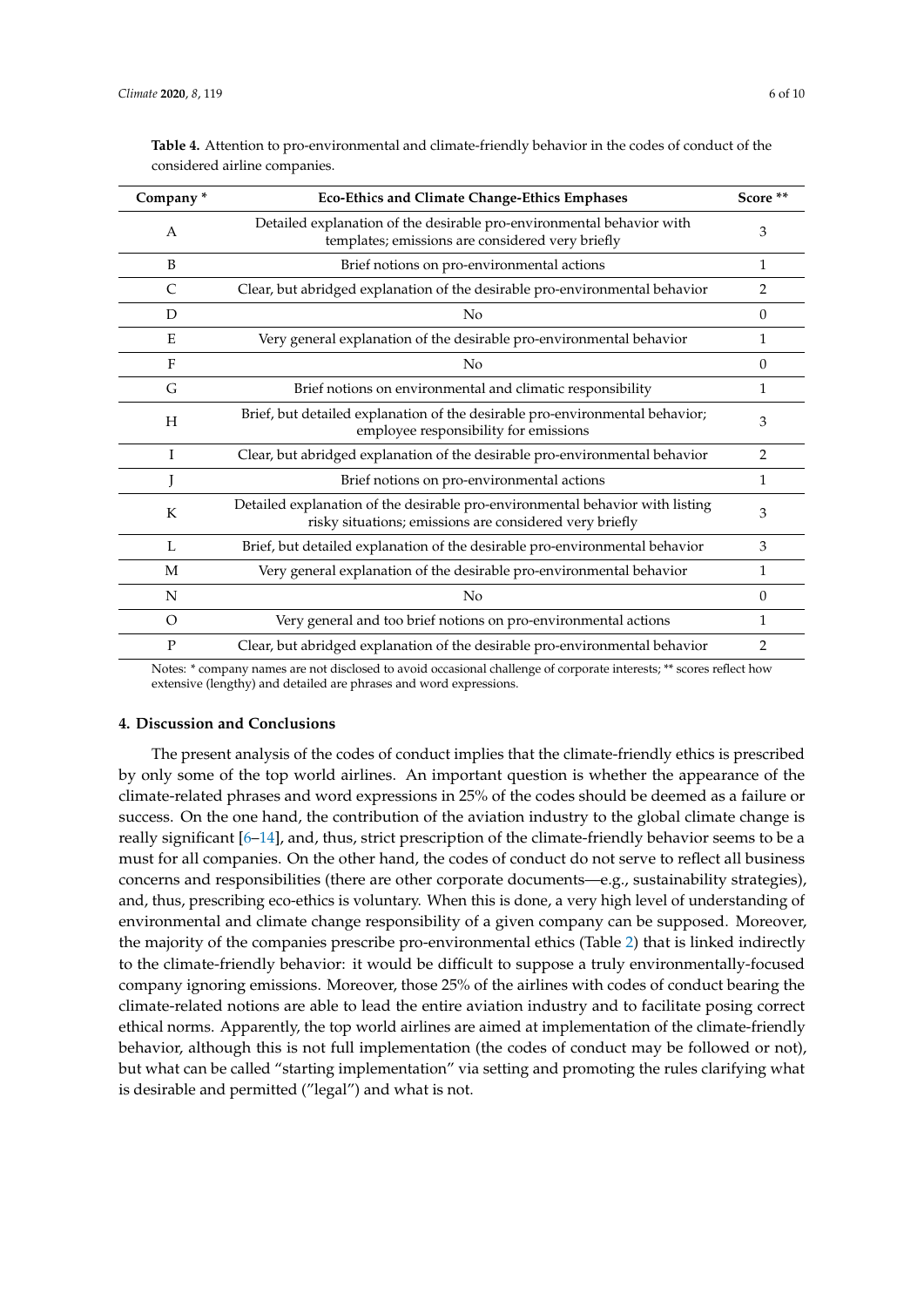**Table 4.** Attention to pro-environmental and climate-friendly behavior in the codes of conduct of the considered airline companies.

| Company * | Eco-Ethics and Climate Change-Ethics Emphases | Score ** |
|---|---|---|
| A | Detailed explanation of the desirable pro-environmental behavior with templates; emissions are considered very briefly | 3 |
| B | Brief notions on pro-environmental actions | 1 |
| C | Clear, but abridged explanation of the desirable pro-environmental behavior | 2 |
| D | No | 0 |
| E | Very general explanation of the desirable pro-environmental behavior | 1 |
| F | No | 0 |
| G | Brief notions on environmental and climatic responsibility | 1 |
| H | Brief, but detailed explanation of the desirable pro-environmental behavior; employee responsibility for emissions | 3 |
| I | Clear, but abridged explanation of the desirable pro-environmental behavior | 2 |
| J | Brief notions on pro-environmental actions | 1 |
| K | Detailed explanation of the desirable pro-environmental behavior with listing risky situations; emissions are considered very briefly | 3 |
| L | Brief, but detailed explanation of the desirable pro-environmental behavior | 3 |
| M | Very general explanation of the desirable pro-environmental behavior | 1 |
| N | No | 0 |
| O | Very general and too brief notions on pro-environmental actions | 1 |
| P | Clear, but abridged explanation of the desirable pro-environmental behavior | 2 |

Notes: * company names are not disclosed to avoid occasional challenge of corporate interests; ** scores reflect how extensive (lengthy) and detailed are phrases and word expressions.

## 4. Discussion and Conclusions

The present analysis of the codes of conduct implies that the climate-friendly ethics is prescribed by only some of the top world airlines. An important question is whether the appearance of the climate-related phrases and word expressions in 25% of the codes should be deemed as a failure or success. On the one hand, the contribution of the aviation industry to the global climate change is really significant [6–14], and, thus, strict prescription of the climate-friendly behavior seems to be a must for all companies. On the other hand, the codes of conduct do not serve to reflect all business concerns and responsibilities (there are other corporate documents—e.g., sustainability strategies), and, thus, prescribing eco-ethics is voluntary. When this is done, a very high level of understanding of environmental and climate change responsibility of a given company can be supposed. Moreover, the majority of the companies prescribe pro-environmental ethics (Table 2) that is linked indirectly to the climate-friendly behavior: it would be difficult to suppose a truly environmentally-focused company ignoring emissions. Moreover, those 25% of the airlines with codes of conduct bearing the climate-related notions are able to lead the entire aviation industry and to facilitate posing correct ethical norms. Apparently, the top world airlines are aimed at implementation of the climate-friendly behavior, although this is not full implementation (the codes of conduct may be followed or not), but what can be called "starting implementation" via setting and promoting the rules clarifying what is desirable and permitted ("legal") and what is not.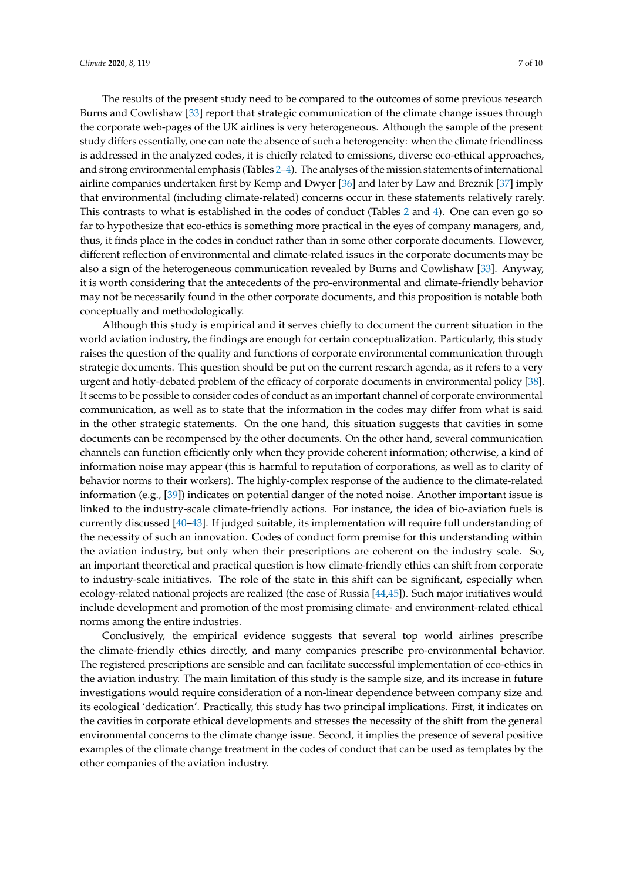The results of the present study need to be compared to the outcomes of some previous research Burns and Cowlishaw [33] report that strategic communication of the climate change issues through the corporate web-pages of the UK airlines is very heterogeneous. Although the sample of the present study differs essentially, one can note the absence of such a heterogeneity: when the climate friendliness is addressed in the analyzed codes, it is chiefly related to emissions, diverse eco-ethical approaches, and strong environmental emphasis (Tables 2–4). The analyses of the mission statements of international airline companies undertaken first by Kemp and Dwyer [36] and later by Law and Breznik [37] imply that environmental (including climate-related) concerns occur in these statements relatively rarely. This contrasts to what is established in the codes of conduct (Tables 2 and 4). One can even go so far to hypothesize that eco-ethics is something more practical in the eyes of company managers, and, thus, it finds place in the codes in conduct rather than in some other corporate documents. However, different reflection of environmental and climate-related issues in the corporate documents may be also a sign of the heterogeneous communication revealed by Burns and Cowlishaw [33]. Anyway, it is worth considering that the antecedents of the pro-environmental and climate-friendly behavior may not be necessarily found in the other corporate documents, and this proposition is notable both conceptually and methodologically.

Although this study is empirical and it serves chiefly to document the current situation in the world aviation industry, the findings are enough for certain conceptualization. Particularly, this study raises the question of the quality and functions of corporate environmental communication through strategic documents. This question should be put on the current research agenda, as it refers to a very urgent and hotly-debated problem of the efficacy of corporate documents in environmental policy [38]. It seems to be possible to consider codes of conduct as an important channel of corporate environmental communication, as well as to state that the information in the codes may differ from what is said in the other strategic statements. On the one hand, this situation suggests that cavities in some documents can be recompensed by the other documents. On the other hand, several communication channels can function efficiently only when they provide coherent information; otherwise, a kind of information noise may appear (this is harmful to reputation of corporations, as well as to clarity of behavior norms to their workers). The highly-complex response of the audience to the climate-related information (e.g., [39]) indicates on potential danger of the noted noise. Another important issue is linked to the industry-scale climate-friendly actions. For instance, the idea of bio-aviation fuels is currently discussed [40–43]. If judged suitable, its implementation will require full understanding of the necessity of such an innovation. Codes of conduct form premise for this understanding within the aviation industry, but only when their prescriptions are coherent on the industry scale. So, an important theoretical and practical question is how climate-friendly ethics can shift from corporate to industry-scale initiatives. The role of the state in this shift can be significant, especially when ecology-related national projects are realized (the case of Russia [44,45]). Such major initiatives would include development and promotion of the most promising climate- and environment-related ethical norms among the entire industries.

Conclusively, the empirical evidence suggests that several top world airlines prescribe the climate-friendly ethics directly, and many companies prescribe pro-environmental behavior. The registered prescriptions are sensible and can facilitate successful implementation of eco-ethics in the aviation industry. The main limitation of this study is the sample size, and its increase in future investigations would require consideration of a non-linear dependence between company size and its ecological 'dedication'. Practically, this study has two principal implications. First, it indicates on the cavities in corporate ethical developments and stresses the necessity of the shift from the general environmental concerns to the climate change issue. Second, it implies the presence of several positive examples of the climate change treatment in the codes of conduct that can be used as templates by the other companies of the aviation industry.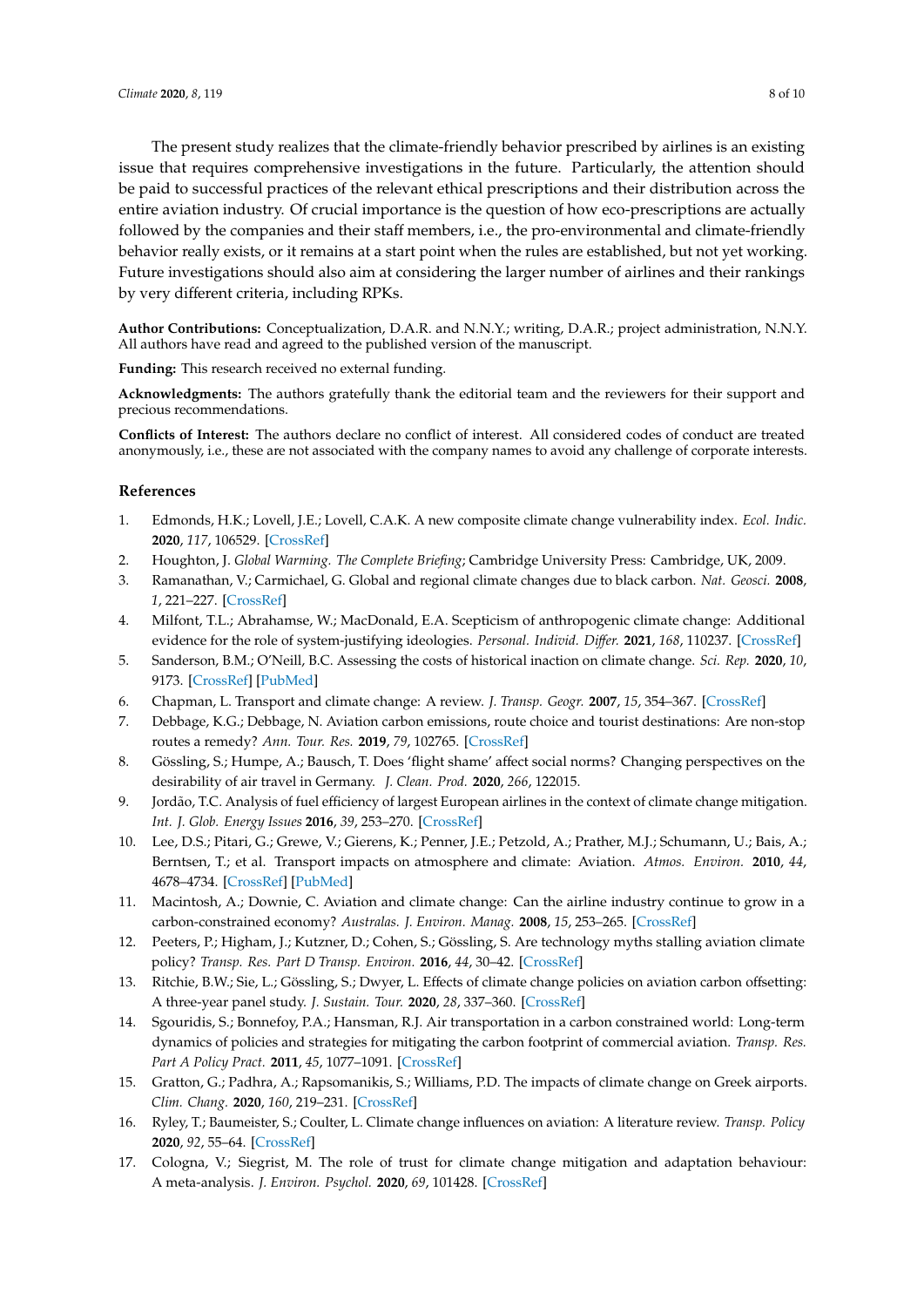The present study realizes that the climate-friendly behavior prescribed by airlines is an existing issue that requires comprehensive investigations in the future. Particularly, the attention should be paid to successful practices of the relevant ethical prescriptions and their distribution across the entire aviation industry. Of crucial importance is the question of how eco-prescriptions are actually followed by the companies and their staff members, i.e., the pro-environmental and climate-friendly behavior really exists, or it remains at a start point when the rules are established, but not yet working. Future investigations should also aim at considering the larger number of airlines and their rankings by very different criteria, including RPKs.

**Author Contributions:** Conceptualization, D.A.R. and N.N.Y.; writing, D.A.R.; project administration, N.N.Y. All authors have read and agreed to the published version of the manuscript.

**Funding:** This research received no external funding.

**Acknowledgments:** The authors gratefully thank the editorial team and the reviewers for their support and precious recommendations.

**Conflicts of Interest:** The authors declare no conflict of interest. All considered codes of conduct are treated anonymously, i.e., these are not associated with the company names to avoid any challenge of corporate interests.

## References

1. Edmonds, H.K.; Lovell, J.E.; Lovell, C.A.K. A new composite climate change vulnerability index. *Ecol. Indic.* **2020**, *117*, 106529. [CrossRef]
2. Houghton, J. *Global Warming. The Complete Briefing*; Cambridge University Press: Cambridge, UK, 2009.
3. Ramanathan, V.; Carmichael, G. Global and regional climate changes due to black carbon. *Nat. Geosci.* **2008**, *1*, 221–227. [CrossRef]
4. Milfont, T.L.; Abrahamse, W.; MacDonald, E.A. Scepticism of anthropogenic climate change: Additional evidence for the role of system-justifying ideologies. *Personal. Individ. Differ.* **2021**, *168*, 110237. [CrossRef]
5. Sanderson, B.M.; O'Neill, B.C. Assessing the costs of historical inaction on climate change. *Sci. Rep.* **2020**, *10*, 9173. [CrossRef] [PubMed]
6. Chapman, L. Transport and climate change: A review. *J. Transp. Geogr.* **2007**, *15*, 354–367. [CrossRef]
7. Debbage, K.G.; Debbage, N. Aviation carbon emissions, route choice and tourist destinations: Are non-stop routes a remedy? *Ann. Tour. Res.* **2019**, *79*, 102765. [CrossRef]
8. Gössling, S.; Humpe, A.; Bausch, T. Does 'flight shame' affect social norms? Changing perspectives on the desirability of air travel in Germany. *J. Clean. Prod.* **2020**, *266*, 122015.
9. Jordão, T.C. Analysis of fuel efficiency of largest European airlines in the context of climate change mitigation. *Int. J. Glob. Energy Issues* **2016**, *39*, 253–270. [CrossRef]
10. Lee, D.S.; Pitari, G.; Grewe, V.; Gierens, K.; Penner, J.E.; Petzold, A.; Prather, M.J.; Schumann, U.; Bais, A.; Berntsen, T.; et al. Transport impacts on atmosphere and climate: Aviation. *Atmos. Environ.* **2010**, *44*, 4678–4734. [CrossRef] [PubMed]
11. Macintosh, A.; Downie, C. Aviation and climate change: Can the airline industry continue to grow in a carbon-constrained economy? *Australas. J. Environ. Manag.* **2008**, *15*, 253–265. [CrossRef]
12. Peeters, P.; Higham, J.; Kutzner, D.; Cohen, S.; Gössling, S. Are technology myths stalling aviation climate policy? *Transp. Res. Part D Transp. Environ.* **2016**, *44*, 30–42. [CrossRef]
13. Ritchie, B.W.; Sie, L.; Gössling, S.; Dwyer, L. Effects of climate change policies on aviation carbon offsetting: A three-year panel study. *J. Sustain. Tour.* **2020**, *28*, 337–360. [CrossRef]
14. Sgouridis, S.; Bonnefoy, P.A.; Hansman, R.J. Air transportation in a carbon constrained world: Long-term dynamics of policies and strategies for mitigating the carbon footprint of commercial aviation. *Transp. Res. Part A Policy Pract.* **2011**, *45*, 1077–1091. [CrossRef]
15. Gratton, G.; Padhra, A.; Rapsomanikis, S.; Williams, P.D. The impacts of climate change on Greek airports. *Clim. Chang.* **2020**, *160*, 219–231. [CrossRef]
16. Ryley, T.; Baumeister, S.; Coulter, L. Climate change influences on aviation: A literature review. *Transp. Policy* **2020**, *92*, 55–64. [CrossRef]
17. Cologna, V.; Siegrist, M. The role of trust for climate change mitigation and adaptation behaviour: A meta-analysis. *J. Environ. Psychol.* **2020**, *69*, 101428. [CrossRef]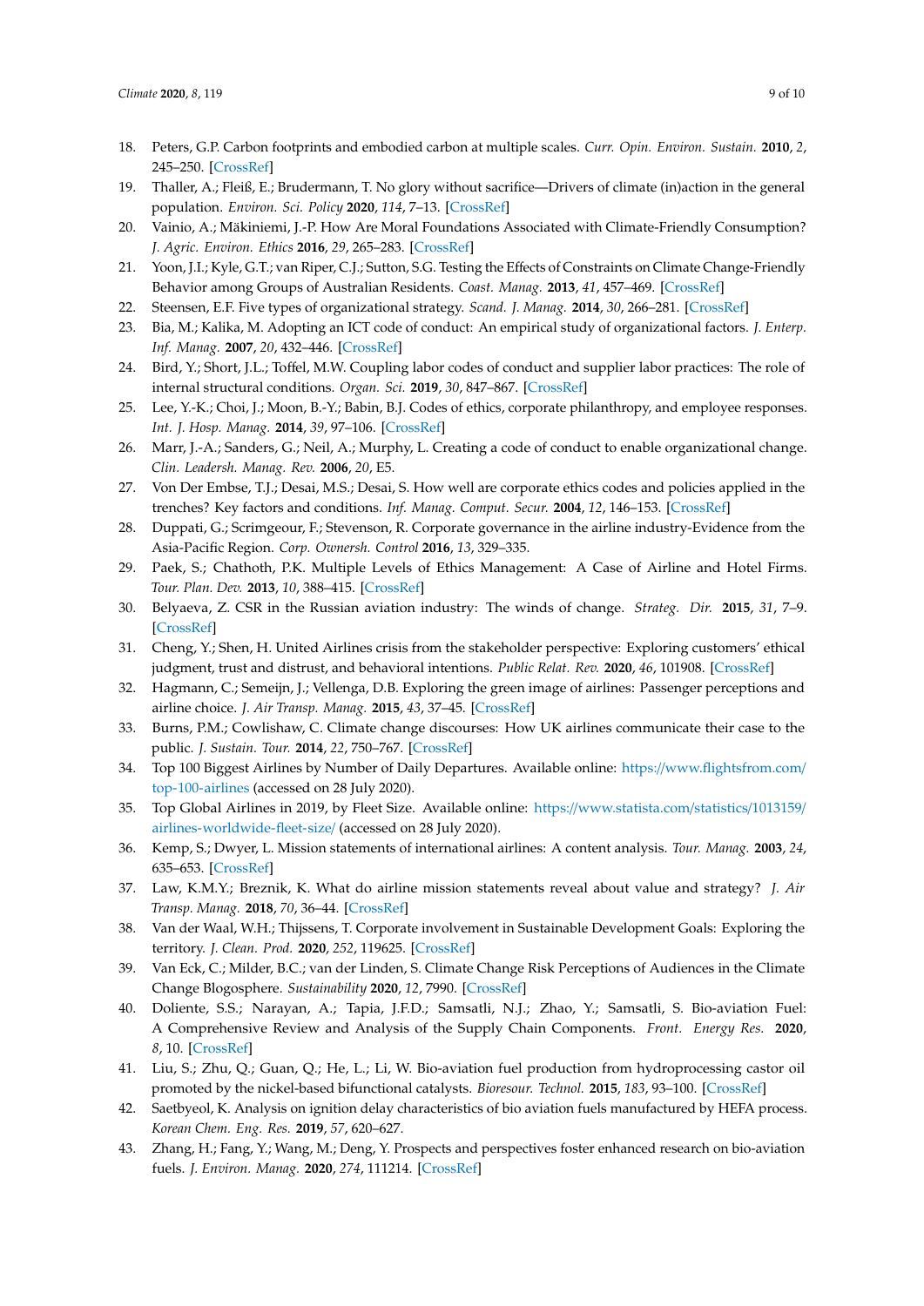18. Peters, G.P. Carbon footprints and embodied carbon at multiple scales. *Curr. Opin. Environ. Sustain.* **2010**, *2*, 245–250. [CrossRef]
19. Thaller, A.; Fleiß, E.; Brudermann, T. No glory without sacrifice—Drivers of climate (in)action in the general population. *Environ. Sci. Policy* **2020**, *114*, 7–13. [CrossRef]
20. Vainio, A.; Mäkiniemi, J.-P. How Are Moral Foundations Associated with Climate-Friendly Consumption? *J. Agric. Environ. Ethics* **2016**, *29*, 265–283. [CrossRef]
21. Yoon, J.I.; Kyle, G.T.; van Riper, C.J.; Sutton, S.G. Testing the Effects of Constraints on Climate Change-Friendly Behavior among Groups of Australian Residents. *Coast. Manag.* **2013**, *41*, 457–469. [CrossRef]
22. Steensen, E.F. Five types of organizational strategy. *Scand. J. Manag.* **2014**, *30*, 266–281. [CrossRef]
23. Bia, M.; Kalika, M. Adopting an ICT code of conduct: An empirical study of organizational factors. *J. Enterp. Inf. Manag.* **2007**, *20*, 432–446. [CrossRef]
24. Bird, Y.; Short, J.L.; Toffel, M.W. Coupling labor codes of conduct and supplier labor practices: The role of internal structural conditions. *Organ. Sci.* **2019**, *30*, 847–867. [CrossRef]
25. Lee, Y.-K.; Choi, J.; Moon, B.-Y.; Babin, B.J. Codes of ethics, corporate philanthropy, and employee responses. *Int. J. Hosp. Manag.* **2014**, *39*, 97–106. [CrossRef]
26. Marr, J.-A.; Sanders, G.; Neil, A.; Murphy, L. Creating a code of conduct to enable organizational change. *Clin. Leadersh. Manag. Rev.* **2006**, *20*, E5.
27. Von Der Embse, T.J.; Desai, M.S.; Desai, S. How well are corporate ethics codes and policies applied in the trenches? Key factors and conditions. *Inf. Manag. Comput. Secur.* **2004**, *12*, 146–153. [CrossRef]
28. Duppati, G.; Scrimgeour, F.; Stevenson, R. Corporate governance in the airline industry-Evidence from the Asia-Pacific Region. *Corp. Ownersh. Control* **2016**, *13*, 329–335.
29. Paek, S.; Chathoth, P.K. Multiple Levels of Ethics Management: A Case of Airline and Hotel Firms. *Tour. Plan. Dev.* **2013**, *10*, 388–415. [CrossRef]
30. Belyaeva, Z. CSR in the Russian aviation industry: The winds of change. *Strateg. Dir.* **2015**, *31*, 7–9. [CrossRef]
31. Cheng, Y.; Shen, H. United Airlines crisis from the stakeholder perspective: Exploring customers' ethical judgment, trust and distrust, and behavioral intentions. *Public Relat. Rev.* **2020**, *46*, 101908. [CrossRef]
32. Hagmann, C.; Semeijn, J.; Vellenga, D.B. Exploring the green image of airlines: Passenger perceptions and airline choice. *J. Air Transp. Manag.* **2015**, *43*, 37–45. [CrossRef]
33. Burns, P.M.; Cowlishaw, C. Climate change discourses: How UK airlines communicate their case to the public. *J. Sustain. Tour.* **2014**, *22*, 750–767. [CrossRef]
34. Top 100 Biggest Airlines by Number of Daily Departures. Available online: https://www.flightsfrom.com/top-100-airlines (accessed on 28 July 2020).
35. Top Global Airlines in 2019, by Fleet Size. Available online: https://www.statista.com/statistics/1013159/airlines-worldwide-fleet-size/ (accessed on 28 July 2020).
36. Kemp, S.; Dwyer, L. Mission statements of international airlines: A content analysis. *Tour. Manag.* **2003**, *24*, 635–653. [CrossRef]
37. Law, K.M.Y.; Breznik, K. What do airline mission statements reveal about value and strategy? *J. Air Transp. Manag.* **2018**, *70*, 36–44. [CrossRef]
38. Van der Waal, W.H.; Thijssens, T. Corporate involvement in Sustainable Development Goals: Exploring the territory. *J. Clean. Prod.* **2020**, *252*, 119625. [CrossRef]
39. Van Eck, C.; Milder, B.C.; van der Linden, S. Climate Change Risk Perceptions of Audiences in the Climate Change Blogosphere. *Sustainability* **2020**, *12*, 7990. [CrossRef]
40. Doliente, S.S.; Narayan, A.; Tapia, J.F.D.; Samsatli, N.J.; Zhao, Y.; Samsatli, S. Bio-aviation Fuel: A Comprehensive Review and Analysis of the Supply Chain Components. *Front. Energy Res.* **2020**, *8*, 10. [CrossRef]
41. Liu, S.; Zhu, Q.; Guan, Q.; He, L.; Li, W. Bio-aviation fuel production from hydroprocessing castor oil promoted by the nickel-based bifunctional catalysts. *Bioresour. Technol.* **2015**, *183*, 93–100. [CrossRef]
42. Saetbyeol, K. Analysis on ignition delay characteristics of bio aviation fuels manufactured by HEFA process. *Korean Chem. Eng. Res.* **2019**, *57*, 620–627.
43. Zhang, H.; Fang, Y.; Wang, M.; Deng, Y. Prospects and perspectives foster enhanced research on bio-aviation fuels. *J. Environ. Manag.* **2020**, *274*, 111214. [CrossRef]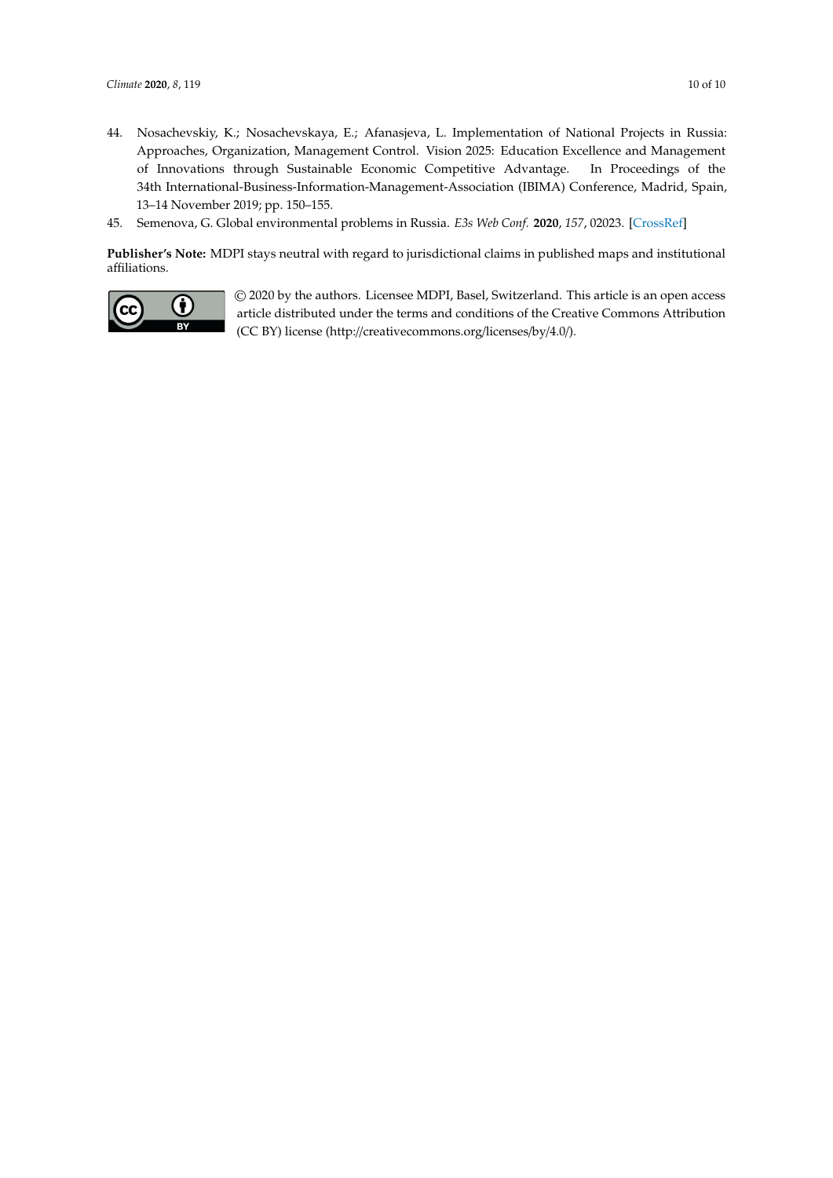44. Nosachevskiy, K.; Nosachevskaya, E.; Afanasjeva, L. Implementation of National Projects in Russia: Approaches, Organization, Management Control. Vision 2025: Education Excellence and Management of Innovations through Sustainable Economic Competitive Advantage. In Proceedings of the 34th International-Business-Information-Management-Association (IBIMA) Conference, Madrid, Spain, 13–14 November 2019; pp. 150–155.
45. Semenova, G. Global environmental problems in Russia. *E3s Web Conf.* **2020**, *157*, 02023. [CrossRef]

**Publisher's Note:** MDPI stays neutral with regard to jurisdictional claims in published maps and institutional affiliations.

© 2020 by the authors. Licensee MDPI, Basel, Switzerland. This article is an open access article distributed under the terms and conditions of the Creative Commons Attribution (CC BY) license (http://creativecommons.org/licenses/by/4.0/).